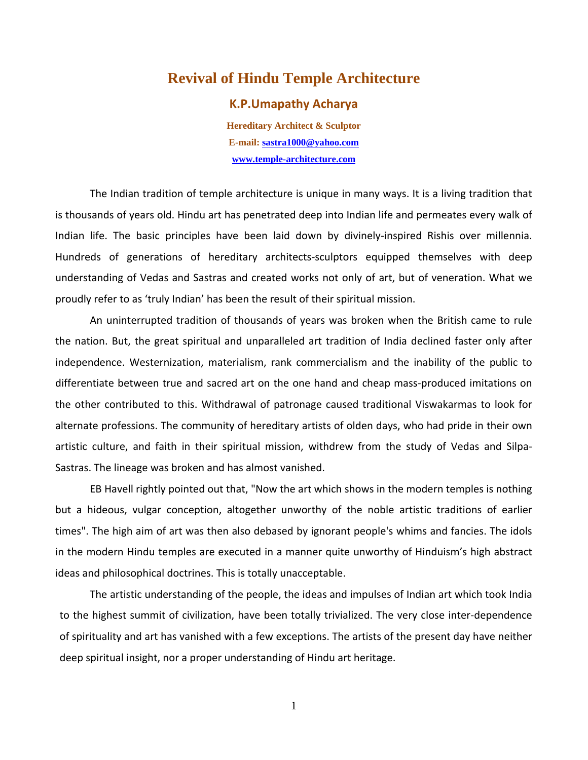# Revival of Hindu Temple Architecture

## K.P.Umapathy Acharya

**Hereditary Architect & Sculptor**

**E-mail: sastra1000@yahoo.com**

**www.temple-architecture.com**

The Indian tradition of temple architecture is unique in many ways. It is a living tradition that is thousands of years old. Hindu art has penetrated deep into Indian life and permeates every walk of Indian life. The basic principles have been laid down by divinely-inspired Rishis over millennia. Hundreds of generations of hereditary architects-sculptors equipped themselves with deep understanding of Vedas and Sastras and created works not only of art, but of veneration. What we proudly refer to as 'truly Indian' has been the result of their spiritual mission.

An uninterrupted tradition of thousands of years was broken when the British came to rule the nation. But, the great spiritual and unparalleled art tradition of India declined faster only after independence. Westernization, materialism, rank commercialism and the inability of the public to differentiate between true and sacred art on the one hand and cheap mass-produced imitations on the other contributed to this. Withdrawal of patronage caused traditional Viswakarmas to look for alternate professions. The community of hereditary artists of olden days, who had pride in their own artistic culture, and faith in their spiritual mission, withdrew from the study of Vedas and Silpa-Sastras. The lineage was broken and has almost vanished.

EB Havell rightly pointed out that, "Now the art which shows in the modern temples is nothing but a hideous, vulgar conception, altogether unworthy of the noble artistic traditions of earlier times". The high aim of art was then also debased by ignorant people's whims and fancies. The idols in the modern Hindu temples are executed in a manner quite unworthy of Hinduism's high abstract ideas and philosophical doctrines. This is totally unacceptable.

The artistic understanding of the people, the ideas and impulses of Indian art which took India to the highest summit of civilization, have been totally trivialized. The very close inter-dependence of spirituality and art has vanished with a few exceptions. The artists of the present day have neither deep spiritual insight, nor a proper understanding of Hindu art heritage.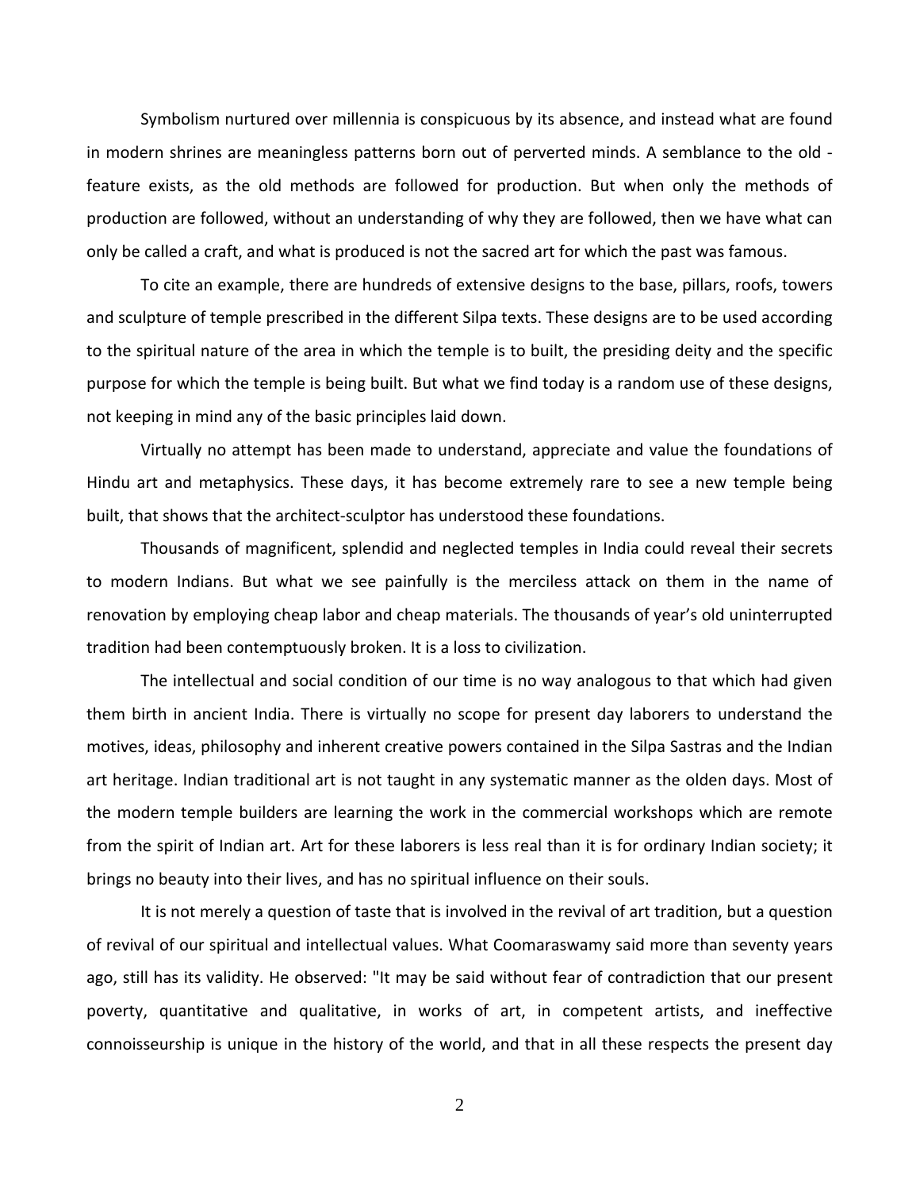Symbolism nurtured over millennia is conspicuous by its absence, and instead what are found in modern shrines are meaningless patterns born out of perverted minds. A semblance to the old - feature exists, as the old methods are followed for production. But when only the methods of production are followed, without an understanding of why they are followed, then we have what can only be called a craft, and what is produced is not the sacred art for which the past was famous.

To cite an example, there are hundreds of extensive designs to the base, pillars, roofs, towers and sculpture of temple prescribed in the different Silpa texts. These designs are to be used according to the spiritual nature of the area in which the temple is to built, the presiding deity and the specific purpose for which the temple is being built. But what we find today is a random use of these designs, not keeping in mind any of the basic principles laid down.

Virtually no attempt has been made to understand, appreciate and value the foundations of Hindu art and metaphysics. These days, it has become extremely rare to see a new temple being built, that shows that the architect-sculptor has understood these foundations.

Thousands of magnificent, splendid and neglected temples in India could reveal their secrets to modern Indians. But what we see painfully is the merciless attack on them in the name of renovation by employing cheap labor and cheap materials. The thousands of year's old uninterrupted tradition had been contemptuously broken. It is a loss to civilization.

The intellectual and social condition of our time is no way analogous to that which had given them birth in ancient India. There is virtually no scope for present day laborers to understand the motives, ideas, philosophy and inherent creative powers contained in the Silpa Sastras and the Indian art heritage. Indian traditional art is not taught in any systematic manner as the olden days. Most of the modern temple builders are learning the work in the commercial workshops which are remote from the spirit of Indian art. Art for these laborers is less real than it is for ordinary Indian society; it brings no beauty into their lives, and has no spiritual influence on their souls.

It is not merely a question of taste that is involved in the revival of art tradition, but a question of revival of our spiritual and intellectual values. What Coomaraswamy said more than seventy years ago, still has its validity. He observed: "It may be said without fear of contradiction that our present poverty, quantitative and qualitative, in works of art, in competent artists, and ineffective connoisseurship is unique in the history of the world, and that in all these respects the present day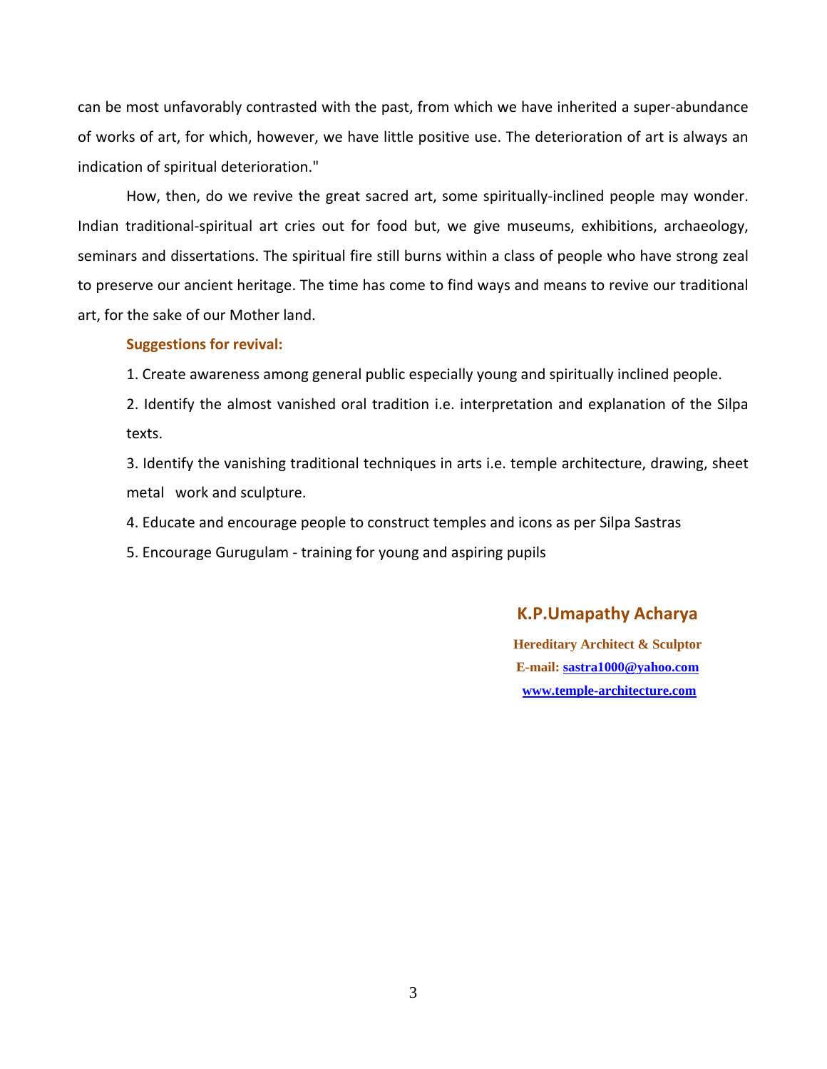can be most unfavorably contrasted with the past, from which we have inherited a super-abundance of works of art, for which, however, we have little positive use. The deterioration of art is always an indication of spiritual deterioration."

How, then, do we revive the great sacred art, some spiritually-inclined people may wonder. Indian traditional-spiritual art cries out for food but, we give museums, exhibitions, archaeology, seminars and dissertations. The spiritual fire still burns within a class of people who have strong zeal to preserve our ancient heritage. The time has come to find ways and means to revive our traditional art, for the sake of our Mother land.

**Suggestions for revival:**

1. Create awareness among general public especially young and spiritually inclined people.
2. Identify the almost vanished oral tradition i.e. interpretation and explanation of the Silpa texts.
3. Identify the vanishing traditional techniques in arts i.e. temple architecture, drawing, sheet metal work and sculpture.
4. Educate and encourage people to construct temples and icons as per Silpa Sastras
5. Encourage Gurugulam - training for young and aspiring pupils

**K.P.Umapathy Acharya**

**Hereditary Architect & Sculptor**

**E-mail: sastra1000@yahoo.com**

**www.temple-architecture.com**